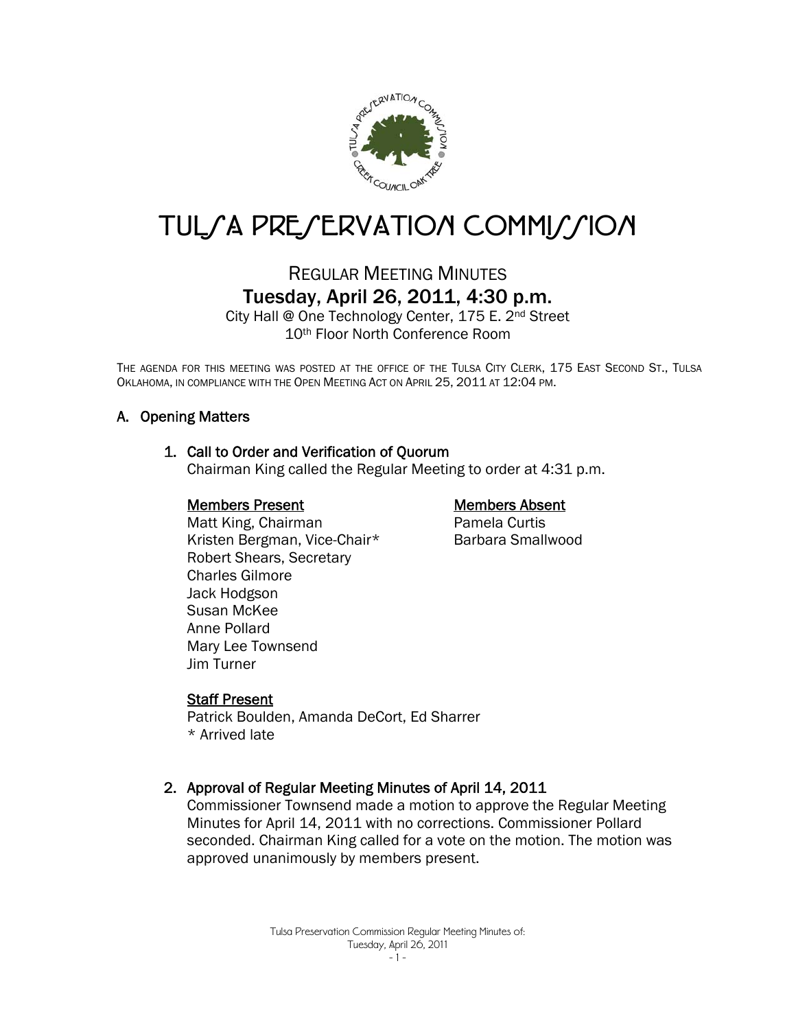# TULSA PRESERVATION COMMISSION

## REGULAR MEETING MINUTES

### Tuesday, April 26, 2011, 4:30 p.m.

City Hall @ One Technology Center, 175 E. 2nd Street
10th Floor North Conference Room

THE AGENDA FOR THIS MEETING WAS POSTED AT THE OFFICE OF THE TULSA CITY CLERK, 175 EAST SECOND ST., TULSA OKLAHOMA, IN COMPLIANCE WITH THE OPEN MEETING ACT ON APRIL 25, 2011 AT 12:04 PM.

## A. Opening Matters

### 1. Call to Order and Verification of Quorum

Chairman King called the Regular Meeting to order at 4:31 p.m.

**Members Present**

Matt King, Chairman
Kristen Bergman, Vice-Chair*
Robert Shears, Secretary
Charles Gilmore
Jack Hodgson
Susan McKee
Anne Pollard
Mary Lee Townsend
Jim Turner

**Members Absent**

Pamela Curtis
Barbara Smallwood

**Staff Present**

Patrick Boulden, Amanda DeCort, Ed Sharrer
* Arrived late

### 2. Approval of Regular Meeting Minutes of April 14, 2011

Commissioner Townsend made a motion to approve the Regular Meeting Minutes for April 14, 2011 with no corrections. Commissioner Pollard seconded. Chairman King called for a vote on the motion. The motion was approved unanimously by members present.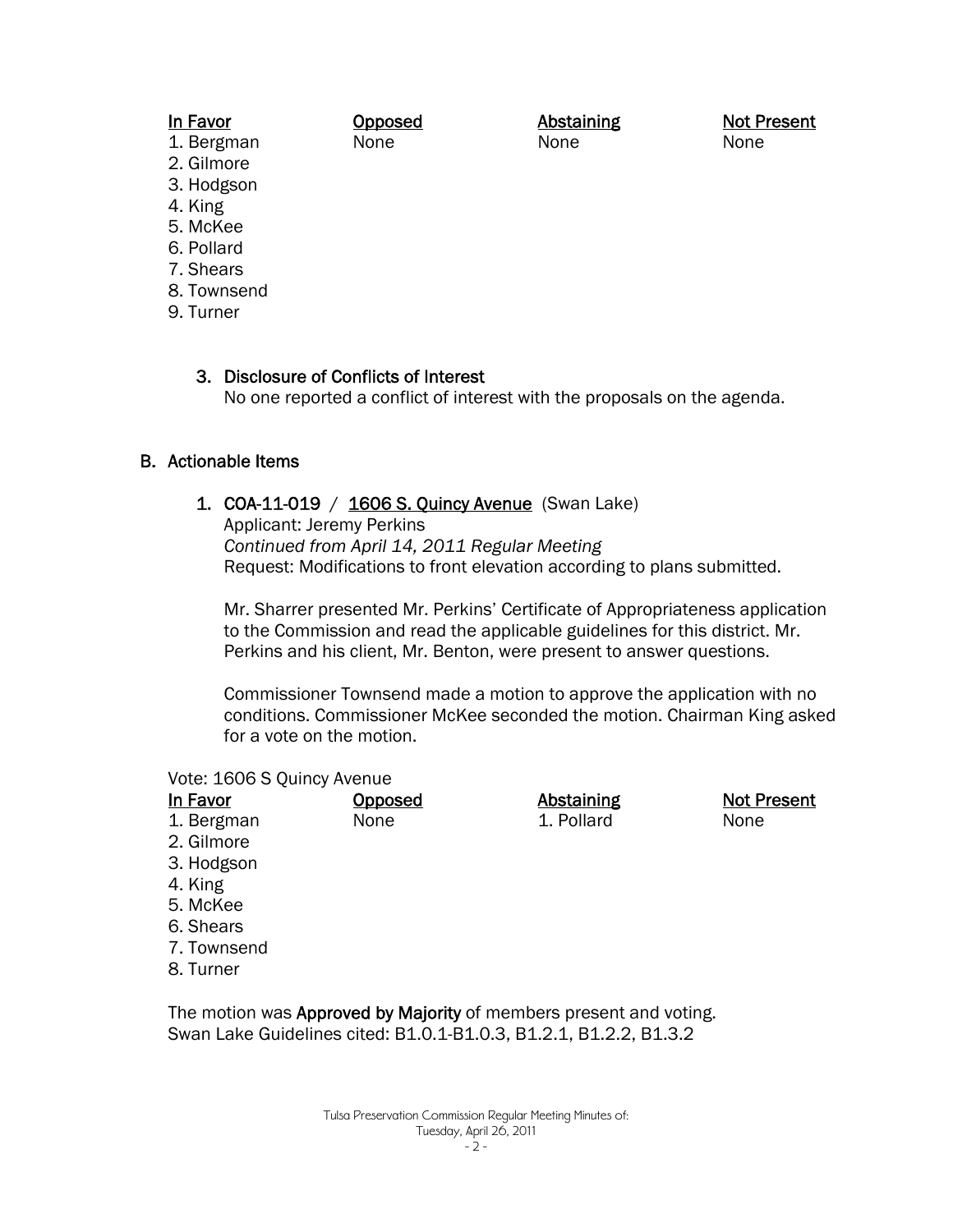| In Favor | Opposed | Abstaining | Not Present |
|---|---|---|---|
| 1. Bergman | None | None | None |
| 2. Gilmore | | | |
| 3. Hodgson | | | |
| 4. King | | | |
| 5. McKee | | | |
| 6. Pollard | | | |
| 7. Shears | | | |
| 8. Townsend | | | |
| 9. Turner | | | |

3. **Disclosure of Conflicts of Interest**
   No one reported a conflict of interest with the proposals on the agenda.

## B. Actionable Items

1. **COA-11-019** / **1606 S. Quincy Avenue** (Swan Lake)
   Applicant: Jeremy Perkins
   *Continued from April 14, 2011 Regular Meeting*
   Request: Modifications to front elevation according to plans submitted.

   Mr. Sharrer presented Mr. Perkins' Certificate of Appropriateness application to the Commission and read the applicable guidelines for this district. Mr. Perkins and his client, Mr. Benton, were present to answer questions.

   Commissioner Townsend made a motion to approve the application with no conditions. Commissioner McKee seconded the motion. Chairman King asked for a vote on the motion.

Vote: 1606 S Quincy Avenue

| In Favor | Opposed | Abstaining | Not Present |
|---|---|---|---|
| 1. Bergman | None | 1. Pollard | None |
| 2. Gilmore | | | |
| 3. Hodgson | | | |
| 4. King | | | |
| 5. McKee | | | |
| 6. Shears | | | |
| 7. Townsend | | | |
| 8. Turner | | | |

The motion was **Approved by Majority** of members present and voting.
Swan Lake Guidelines cited: B1.0.1-B1.0.3, B1.2.1, B1.2.2, B1.3.2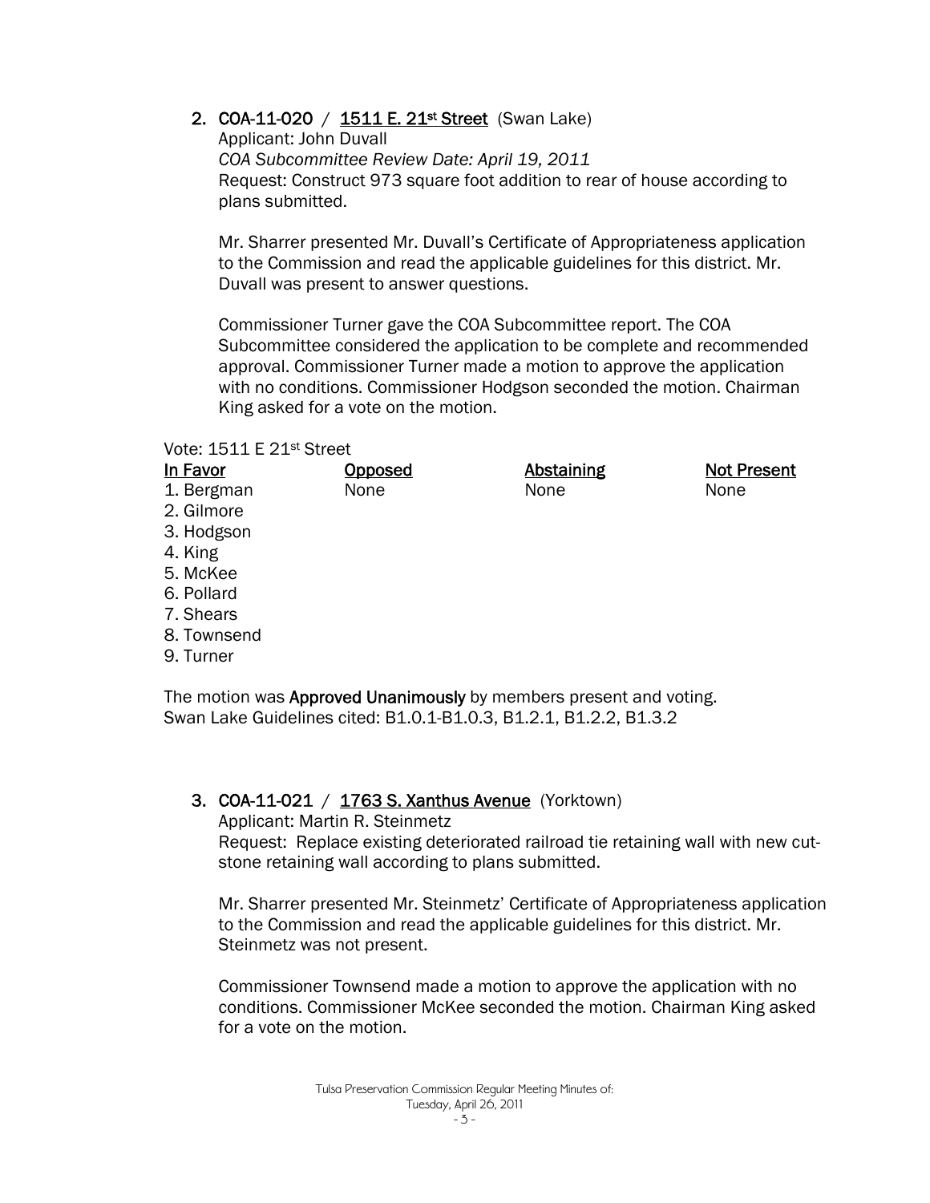2. **COA-11-020 / 1511 E. 21st Street** (Swan Lake)
   Applicant: John Duvall
   *COA Subcommittee Review Date: April 19, 2011*
   Request: Construct 973 square foot addition to rear of house according to plans submitted.

   Mr. Sharrer presented Mr. Duvall's Certificate of Appropriateness application to the Commission and read the applicable guidelines for this district. Mr. Duvall was present to answer questions.

   Commissioner Turner gave the COA Subcommittee report. The COA Subcommittee considered the application to be complete and recommended approval. Commissioner Turner made a motion to approve the application with no conditions. Commissioner Hodgson seconded the motion. Chairman King asked for a vote on the motion.

Vote: 1511 E 21st Street

| In Favor | Opposed | Abstaining | Not Present |
|---|---|---|---|
| 1. Bergman | None | None | None |
| 2. Gilmore | | | |
| 3. Hodgson | | | |
| 4. King | | | |
| 5. McKee | | | |
| 6. Pollard | | | |
| 7. Shears | | | |
| 8. Townsend | | | |
| 9. Turner | | | |

The motion was **Approved Unanimously** by members present and voting.
Swan Lake Guidelines cited: B1.0.1-B1.0.3, B1.2.1, B1.2.2, B1.3.2

3. **COA-11-021 / 1763 S. Xanthus Avenue** (Yorktown)
   Applicant: Martin R. Steinmetz
   Request: Replace existing deteriorated railroad tie retaining wall with new cut-stone retaining wall according to plans submitted.

   Mr. Sharrer presented Mr. Steinmetz' Certificate of Appropriateness application to the Commission and read the applicable guidelines for this district. Mr. Steinmetz was not present.

   Commissioner Townsend made a motion to approve the application with no conditions. Commissioner McKee seconded the motion. Chairman King asked for a vote on the motion.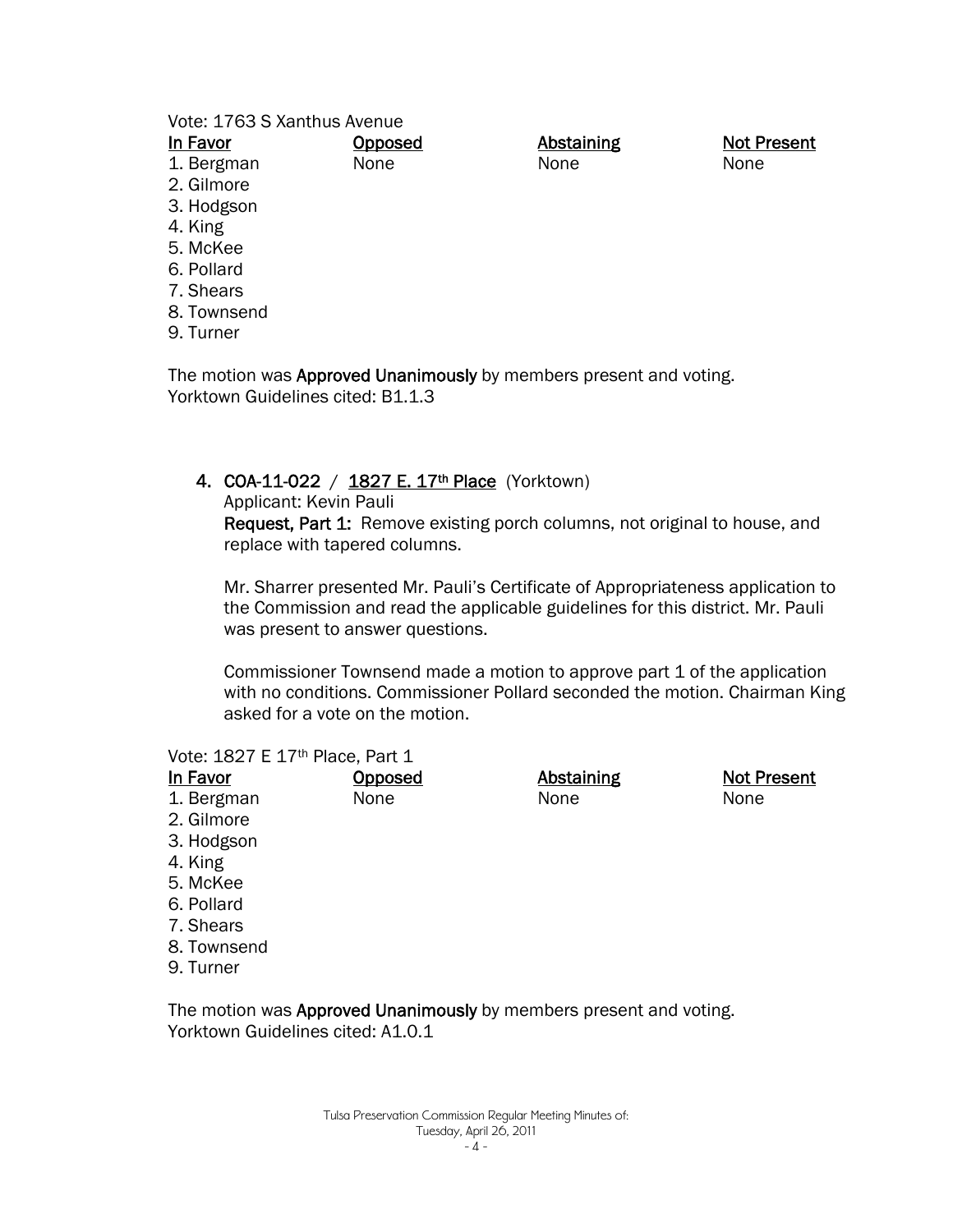Vote: 1763 S Xanthus Avenue

| In Favor | Opposed | Abstaining | Not Present |
|---|---|---|---|
| 1. Bergman | None | None | None |
| 2. Gilmore | | | |
| 3. Hodgson | | | |
| 4. King | | | |
| 5. McKee | | | |
| 6. Pollard | | | |
| 7. Shears | | | |
| 8. Townsend | | | |
| 9. Turner | | | |

The motion was **Approved Unanimously** by members present and voting.
Yorktown Guidelines cited: B1.1.3

4. **COA-11-022** / **1827 E. 17th Place** (Yorktown)
   Applicant: Kevin Pauli
   **Request, Part 1:** Remove existing porch columns, not original to house, and replace with tapered columns.

   Mr. Sharrer presented Mr. Pauli's Certificate of Appropriateness application to the Commission and read the applicable guidelines for this district. Mr. Pauli was present to answer questions.

   Commissioner Townsend made a motion to approve part 1 of the application with no conditions. Commissioner Pollard seconded the motion. Chairman King asked for a vote on the motion.

Vote: 1827 E 17th Place, Part 1

| In Favor | Opposed | Abstaining | Not Present |
|---|---|---|---|
| 1. Bergman | None | None | None |
| 2. Gilmore | | | |
| 3. Hodgson | | | |
| 4. King | | | |
| 5. McKee | | | |
| 6. Pollard | | | |
| 7. Shears | | | |
| 8. Townsend | | | |
| 9. Turner | | | |

The motion was **Approved Unanimously** by members present and voting.
Yorktown Guidelines cited: A1.0.1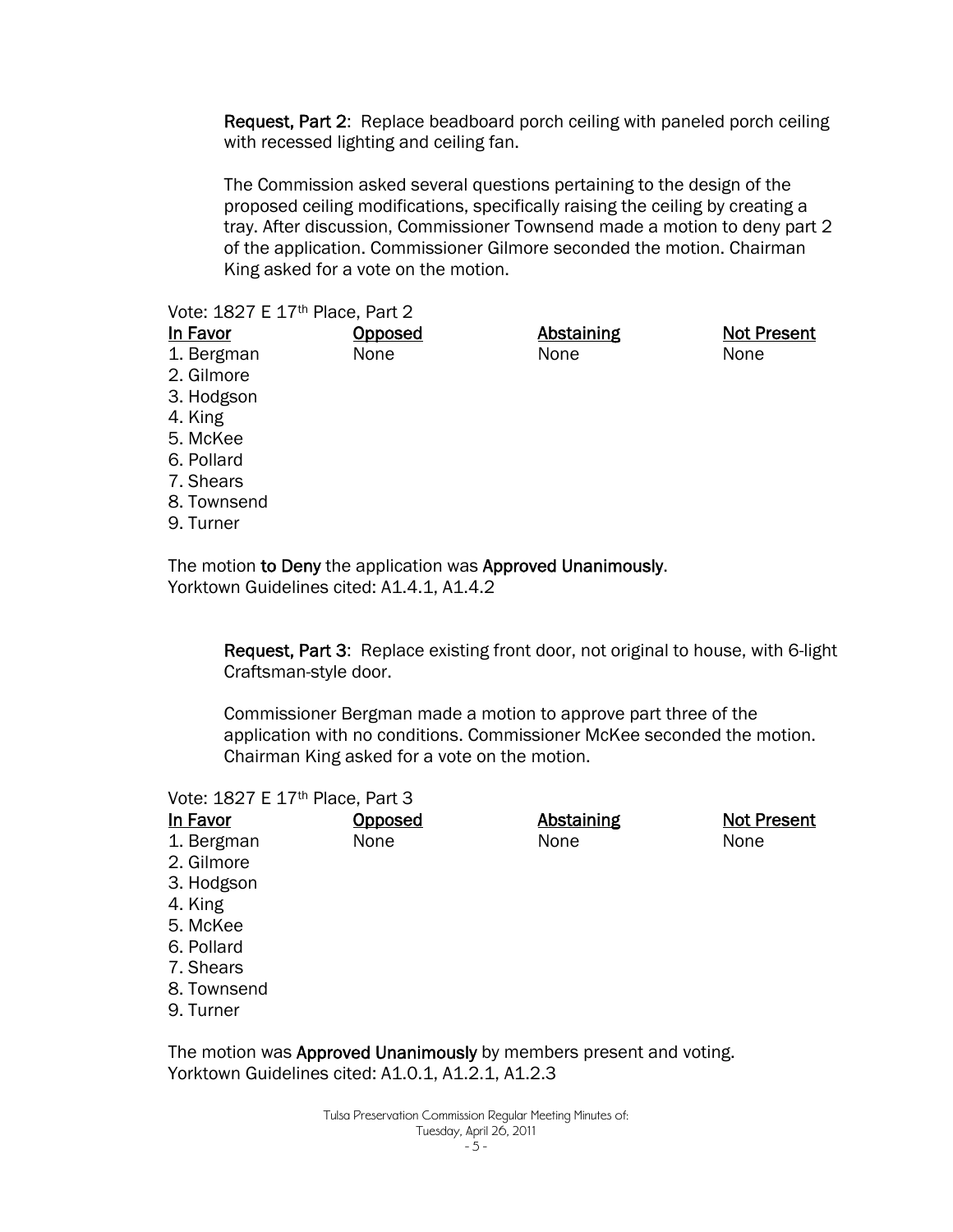**Request, Part 2**: Replace beadboard porch ceiling with paneled porch ceiling with recessed lighting and ceiling fan.

The Commission asked several questions pertaining to the design of the proposed ceiling modifications, specifically raising the ceiling by creating a tray. After discussion, Commissioner Townsend made a motion to deny part 2 of the application. Commissioner Gilmore seconded the motion. Chairman King asked for a vote on the motion.

Vote: 1827 E 17th Place, Part 2

| In Favor | Opposed | Abstaining | Not Present |
|---|---|---|---|
| 1. Bergman | None | None | None |
| 2. Gilmore | | | |
| 3. Hodgson | | | |
| 4. King | | | |
| 5. McKee | | | |
| 6. Pollard | | | |
| 7. Shears | | | |
| 8. Townsend | | | |
| 9. Turner | | | |

The motion **to Deny** the application was **Approved Unanimously**.
Yorktown Guidelines cited: A1.4.1, A1.4.2

**Request, Part 3**: Replace existing front door, not original to house, with 6-light Craftsman-style door.

Commissioner Bergman made a motion to approve part three of the application with no conditions. Commissioner McKee seconded the motion. Chairman King asked for a vote on the motion.

Vote: 1827 E 17th Place, Part 3

| In Favor | Opposed | Abstaining | Not Present |
|---|---|---|---|
| 1. Bergman | None | None | None |
| 2. Gilmore | | | |
| 3. Hodgson | | | |
| 4. King | | | |
| 5. McKee | | | |
| 6. Pollard | | | |
| 7. Shears | | | |
| 8. Townsend | | | |
| 9. Turner | | | |

The motion was **Approved Unanimously** by members present and voting.
Yorktown Guidelines cited: A1.0.1, A1.2.1, A1.2.3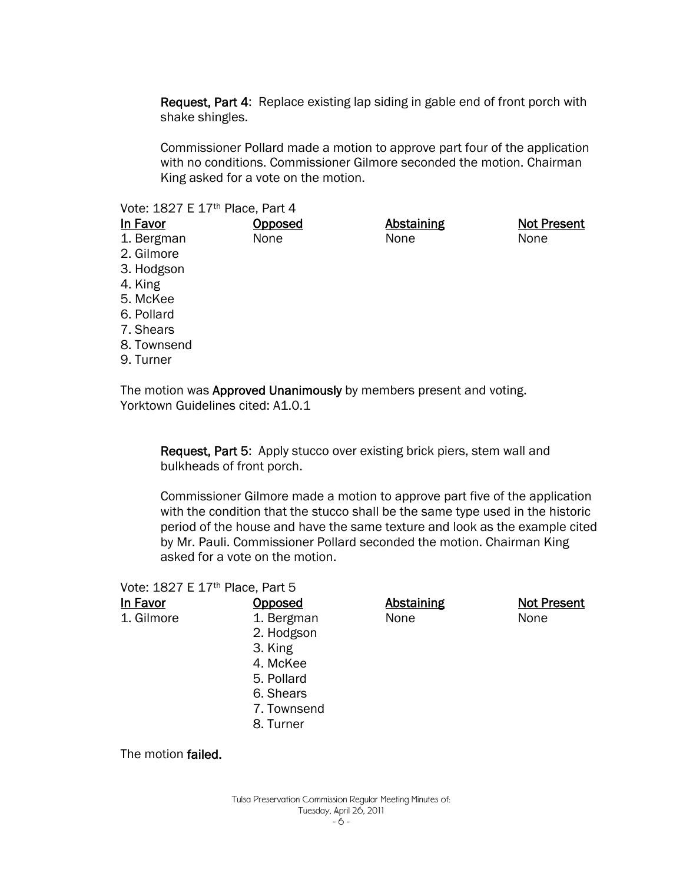**Request, Part 4**: Replace existing lap siding in gable end of front porch with shake shingles.

Commissioner Pollard made a motion to approve part four of the application with no conditions. Commissioner Gilmore seconded the motion. Chairman King asked for a vote on the motion.

Vote: 1827 E 17th Place, Part 4

| In Favor | Opposed | Abstaining | Not Present |
|---|---|---|---|
| 1. Bergman | None | None | None |
| 2. Gilmore | | | |
| 3. Hodgson | | | |
| 4. King | | | |
| 5. McKee | | | |
| 6. Pollard | | | |
| 7. Shears | | | |
| 8. Townsend | | | |
| 9. Turner | | | |

The motion was **Approved Unanimously** by members present and voting.
Yorktown Guidelines cited: A1.0.1

**Request, Part 5**: Apply stucco over existing brick piers, stem wall and bulkheads of front porch.

Commissioner Gilmore made a motion to approve part five of the application with the condition that the stucco shall be the same type used in the historic period of the house and have the same texture and look as the example cited by Mr. Pauli. Commissioner Pollard seconded the motion. Chairman King asked for a vote on the motion.

Vote: 1827 E 17th Place, Part 5

| In Favor | Opposed | Abstaining | Not Present |
|---|---|---|---|
| 1. Gilmore | 1. Bergman | None | None |
| | 2. Hodgson | | |
| | 3. King | | |
| | 4. McKee | | |
| | 5. Pollard | | |
| | 6. Shears | | |
| | 7. Townsend | | |
| | 8. Turner | | |

The motion **failed.**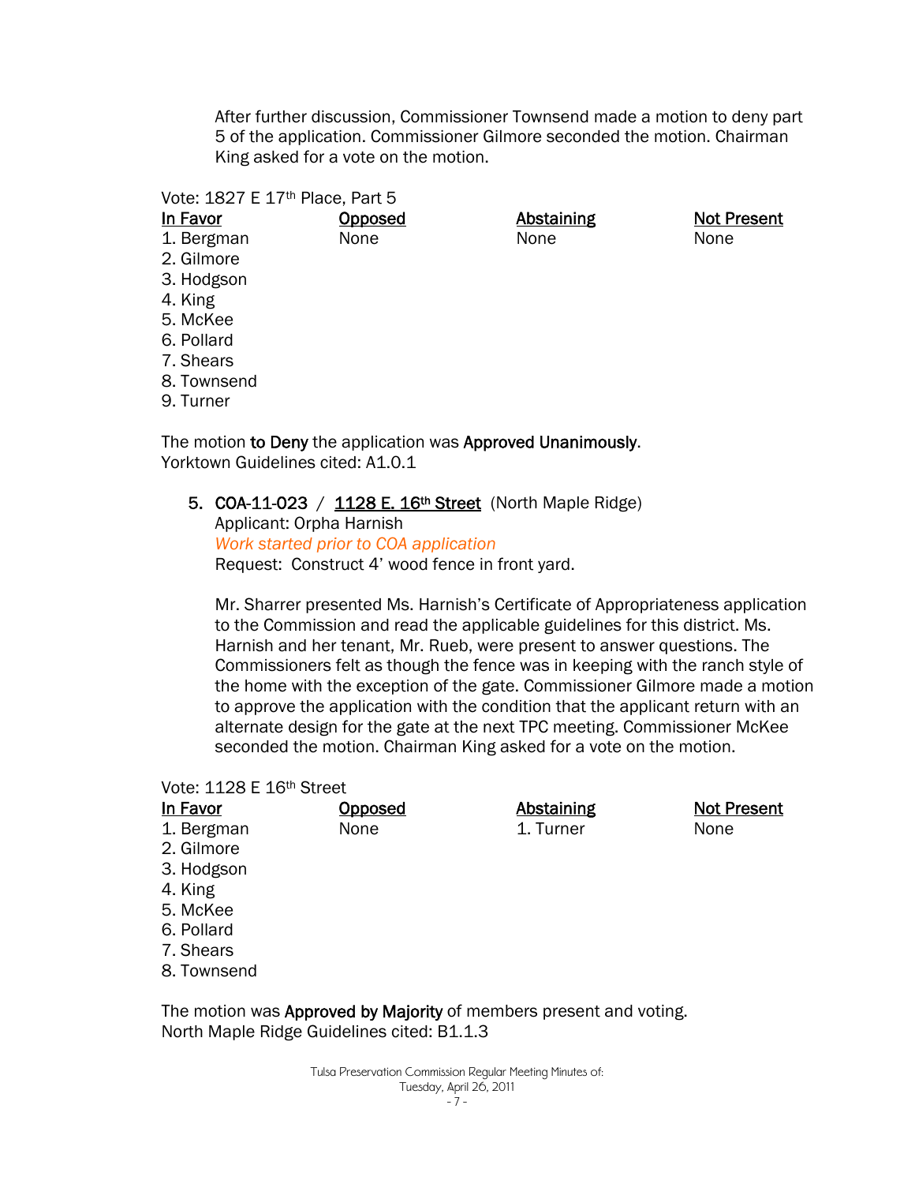After further discussion, Commissioner Townsend made a motion to deny part 5 of the application. Commissioner Gilmore seconded the motion. Chairman King asked for a vote on the motion.

Vote: 1827 E 17th Place, Part 5

| In Favor | Opposed | Abstaining | Not Present |
|---|---|---|---|
| 1. Bergman | None | None | None |
| 2. Gilmore | | | |
| 3. Hodgson | | | |
| 4. King | | | |
| 5. McKee | | | |
| 6. Pollard | | | |
| 7. Shears | | | |
| 8. Townsend | | | |
| 9. Turner | | | |

The motion **to Deny** the application was **Approved Unanimously**.
Yorktown Guidelines cited: A1.0.1

5. **COA-11-023** / **1128 E. 16th Street** (North Maple Ridge)
   Applicant: Orpha Harnish
   *Work started prior to COA application*
   Request: Construct 4' wood fence in front yard.

   Mr. Sharrer presented Ms. Harnish's Certificate of Appropriateness application to the Commission and read the applicable guidelines for this district. Ms. Harnish and her tenant, Mr. Rueb, were present to answer questions. The Commissioners felt as though the fence was in keeping with the ranch style of the home with the exception of the gate. Commissioner Gilmore made a motion to approve the application with the condition that the applicant return with an alternate design for the gate at the next TPC meeting. Commissioner McKee seconded the motion. Chairman King asked for a vote on the motion.

Vote: 1128 E 16th Street

| In Favor | Opposed | Abstaining | Not Present |
|---|---|---|---|
| 1. Bergman | None | 1. Turner | None |
| 2. Gilmore | | | |
| 3. Hodgson | | | |
| 4. King | | | |
| 5. McKee | | | |
| 6. Pollard | | | |
| 7. Shears | | | |
| 8. Townsend | | | |

The motion was **Approved by Majority** of members present and voting.
North Maple Ridge Guidelines cited: B1.1.3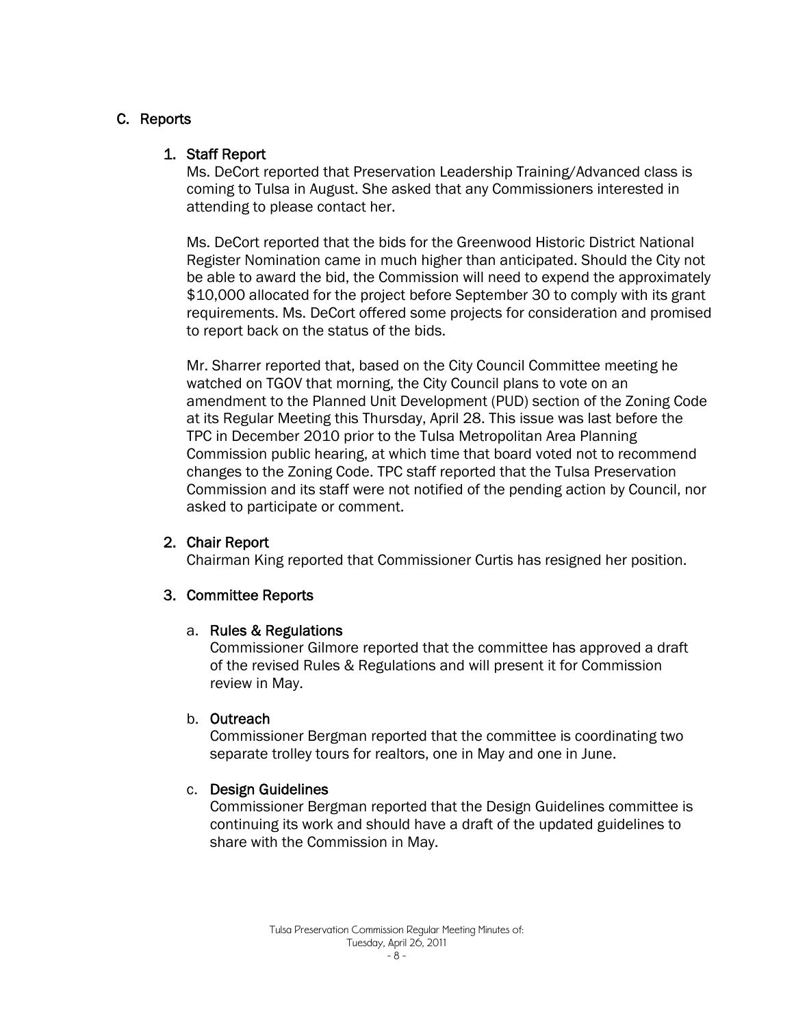## C. Reports

### 1. Staff Report

Ms. DeCort reported that Preservation Leadership Training/Advanced class is coming to Tulsa in August. She asked that any Commissioners interested in attending to please contact her.

Ms. DeCort reported that the bids for the Greenwood Historic District National Register Nomination came in much higher than anticipated. Should the City not be able to award the bid, the Commission will need to expend the approximately $10,000 allocated for the project before September 30 to comply with its grant requirements. Ms. DeCort offered some projects for consideration and promised to report back on the status of the bids.

Mr. Sharrer reported that, based on the City Council Committee meeting he watched on TGOV that morning, the City Council plans to vote on an amendment to the Planned Unit Development (PUD) section of the Zoning Code at its Regular Meeting this Thursday, April 28. This issue was last before the TPC in December 2010 prior to the Tulsa Metropolitan Area Planning Commission public hearing, at which time that board voted not to recommend changes to the Zoning Code. TPC staff reported that the Tulsa Preservation Commission and its staff were not notified of the pending action by Council, nor asked to participate or comment.

### 2. Chair Report

Chairman King reported that Commissioner Curtis has resigned her position.

### 3. Committee Reports

a. **Rules & Regulations**
Commissioner Gilmore reported that the committee has approved a draft of the revised Rules & Regulations and will present it for Commission review in May.

b. **Outreach**
Commissioner Bergman reported that the committee is coordinating two separate trolley tours for realtors, one in May and one in June.

c. **Design Guidelines**
Commissioner Bergman reported that the Design Guidelines committee is continuing its work and should have a draft of the updated guidelines to share with the Commission in May.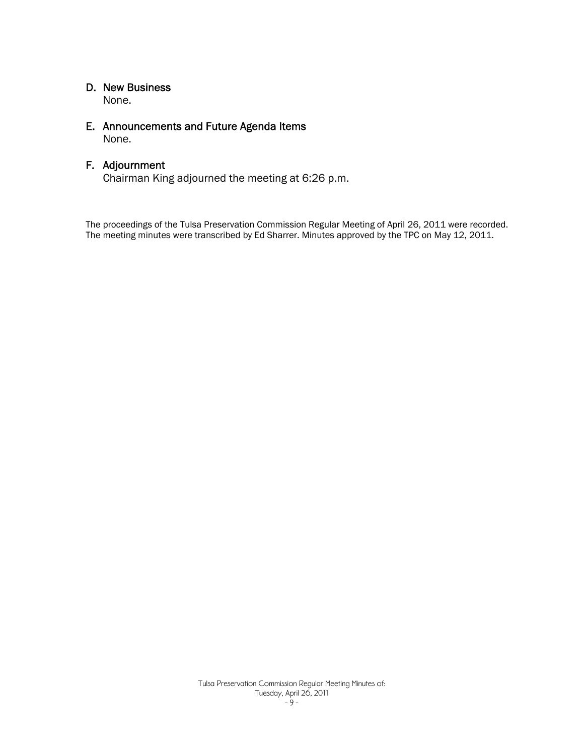### D. New Business

None.

### E. Announcements and Future Agenda Items

None.

### F. Adjournment

Chairman King adjourned the meeting at 6:26 p.m.

The proceedings of the Tulsa Preservation Commission Regular Meeting of April 26, 2011 were recorded. The meeting minutes were transcribed by Ed Sharrer. Minutes approved by the TPC on May 12, 2011.